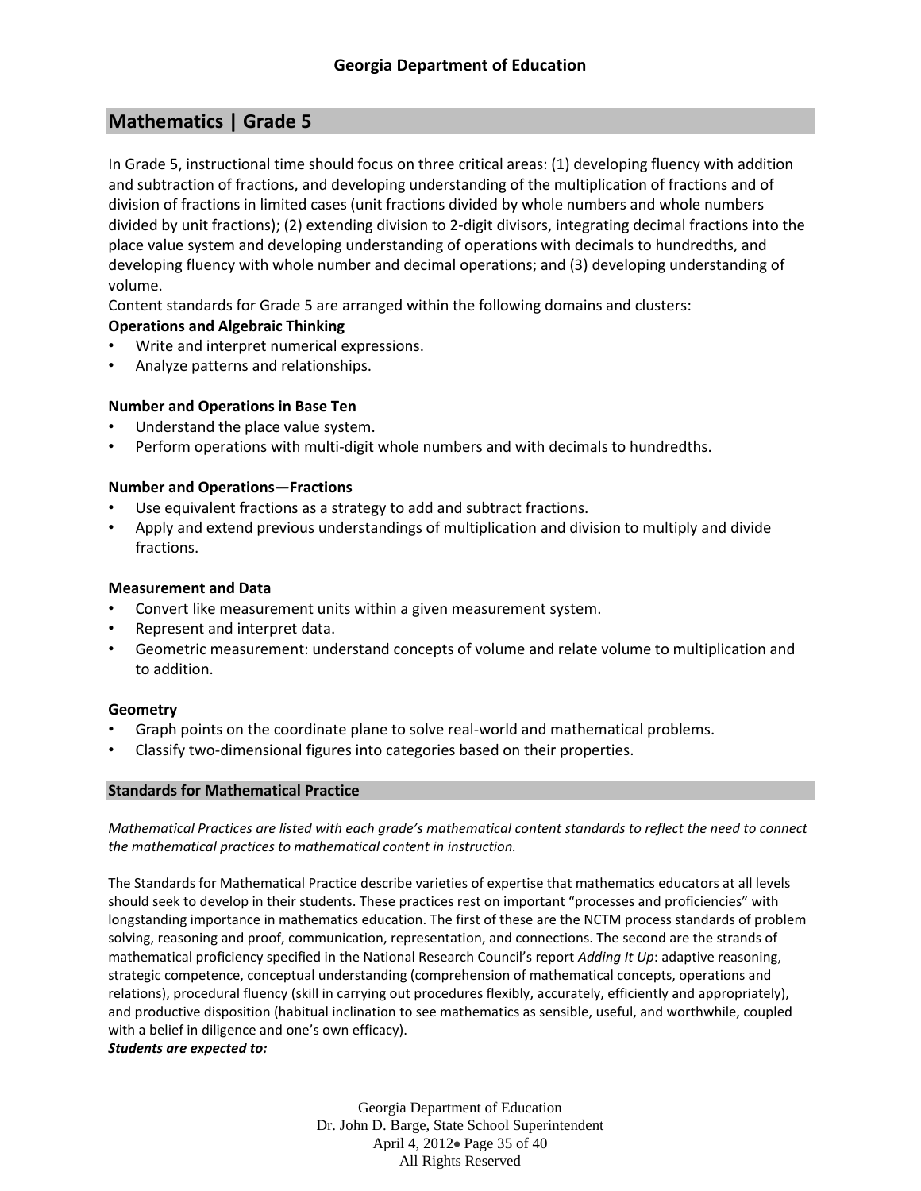## Mathematics | Grade 5

In Grade 5, instructional time should focus on three critical areas: (1) developing fluency with addition and subtraction of fractions, and developing understanding of the multiplication of fractions and of division of fractions in limited cases (unit fractions divided by whole numbers and whole numbers divided by unit fractions); (2) extending division to 2-digit divisors, integrating decimal fractions into the place value system and developing understanding of operations with decimals to hundredths, and developing fluency with whole number and decimal operations; and (3) developing understanding of volume.

Content standards for Grade 5 are arranged within the following domains and clusters:

**Operations and Algebraic Thinking**

- Write and interpret numerical expressions.
- Analyze patterns and relationships.

**Number and Operations in Base Ten**

- Understand the place value system.
- Perform operations with multi-digit whole numbers and with decimals to hundredths.

**Number and Operations—Fractions**

- Use equivalent fractions as a strategy to add and subtract fractions.
- Apply and extend previous understandings of multiplication and division to multiply and divide fractions.

**Measurement and Data**

- Convert like measurement units within a given measurement system.
- Represent and interpret data.
- Geometric measurement: understand concepts of volume and relate volume to multiplication and to addition.

**Geometry**

- Graph points on the coordinate plane to solve real-world and mathematical problems.
- Classify two-dimensional figures into categories based on their properties.

### Standards for Mathematical Practice

*Mathematical Practices are listed with each grade's mathematical content standards to reflect the need to connect the mathematical practices to mathematical content in instruction.*

The Standards for Mathematical Practice describe varieties of expertise that mathematics educators at all levels should seek to develop in their students. These practices rest on important "processes and proficiencies" with longstanding importance in mathematics education. The first of these are the NCTM process standards of problem solving, reasoning and proof, communication, representation, and connections. The second are the strands of mathematical proficiency specified in the National Research Council's report *Adding It Up*: adaptive reasoning, strategic competence, conceptual understanding (comprehension of mathematical concepts, operations and relations), procedural fluency (skill in carrying out procedures flexibly, accurately, efficiently and appropriately), and productive disposition (habitual inclination to see mathematics as sensible, useful, and worthwhile, coupled with a belief in diligence and one's own efficacy).

***Students are expected to:***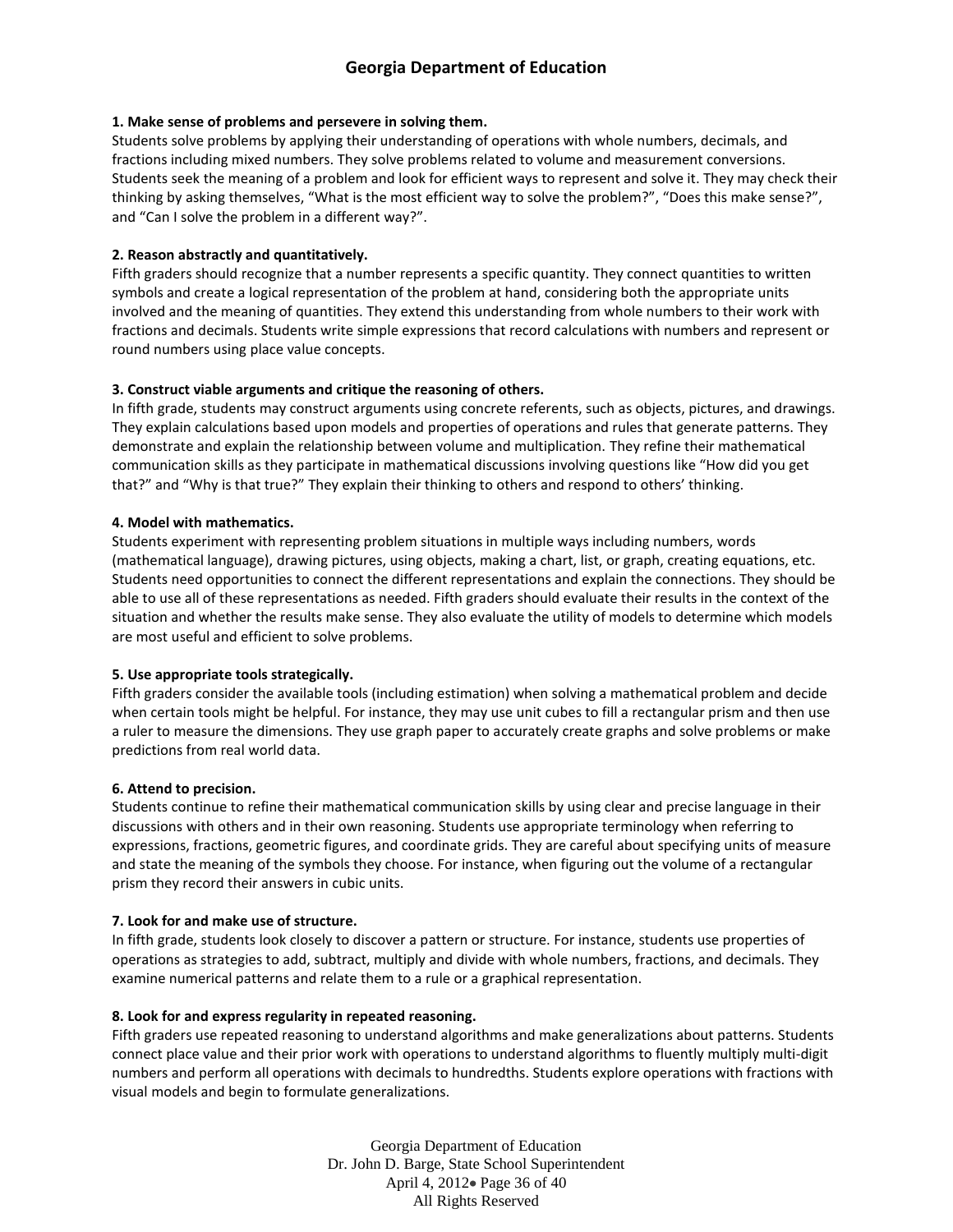**1. Make sense of problems and persevere in solving them.**
Students solve problems by applying their understanding of operations with whole numbers, decimals, and fractions including mixed numbers. They solve problems related to volume and measurement conversions. Students seek the meaning of a problem and look for efficient ways to represent and solve it. They may check their thinking by asking themselves, "What is the most efficient way to solve the problem?", "Does this make sense?", and "Can I solve the problem in a different way?".

**2. Reason abstractly and quantitatively.**
Fifth graders should recognize that a number represents a specific quantity. They connect quantities to written symbols and create a logical representation of the problem at hand, considering both the appropriate units involved and the meaning of quantities. They extend this understanding from whole numbers to their work with fractions and decimals. Students write simple expressions that record calculations with numbers and represent or round numbers using place value concepts.

**3. Construct viable arguments and critique the reasoning of others.**
In fifth grade, students may construct arguments using concrete referents, such as objects, pictures, and drawings. They explain calculations based upon models and properties of operations and rules that generate patterns. They demonstrate and explain the relationship between volume and multiplication. They refine their mathematical communication skills as they participate in mathematical discussions involving questions like "How did you get that?" and "Why is that true?" They explain their thinking to others and respond to others' thinking.

**4. Model with mathematics.**
Students experiment with representing problem situations in multiple ways including numbers, words (mathematical language), drawing pictures, using objects, making a chart, list, or graph, creating equations, etc. Students need opportunities to connect the different representations and explain the connections. They should be able to use all of these representations as needed. Fifth graders should evaluate their results in the context of the situation and whether the results make sense. They also evaluate the utility of models to determine which models are most useful and efficient to solve problems.

**5. Use appropriate tools strategically.**
Fifth graders consider the available tools (including estimation) when solving a mathematical problem and decide when certain tools might be helpful. For instance, they may use unit cubes to fill a rectangular prism and then use a ruler to measure the dimensions. They use graph paper to accurately create graphs and solve problems or make predictions from real world data.

**6. Attend to precision.**
Students continue to refine their mathematical communication skills by using clear and precise language in their discussions with others and in their own reasoning. Students use appropriate terminology when referring to expressions, fractions, geometric figures, and coordinate grids. They are careful about specifying units of measure and state the meaning of the symbols they choose. For instance, when figuring out the volume of a rectangular prism they record their answers in cubic units.

**7. Look for and make use of structure.**
In fifth grade, students look closely to discover a pattern or structure. For instance, students use properties of operations as strategies to add, subtract, multiply and divide with whole numbers, fractions, and decimals. They examine numerical patterns and relate them to a rule or a graphical representation.

**8. Look for and express regularity in repeated reasoning.**
Fifth graders use repeated reasoning to understand algorithms and make generalizations about patterns. Students connect place value and their prior work with operations to understand algorithms to fluently multiply multi-digit numbers and perform all operations with decimals to hundredths. Students explore operations with fractions with visual models and begin to formulate generalizations.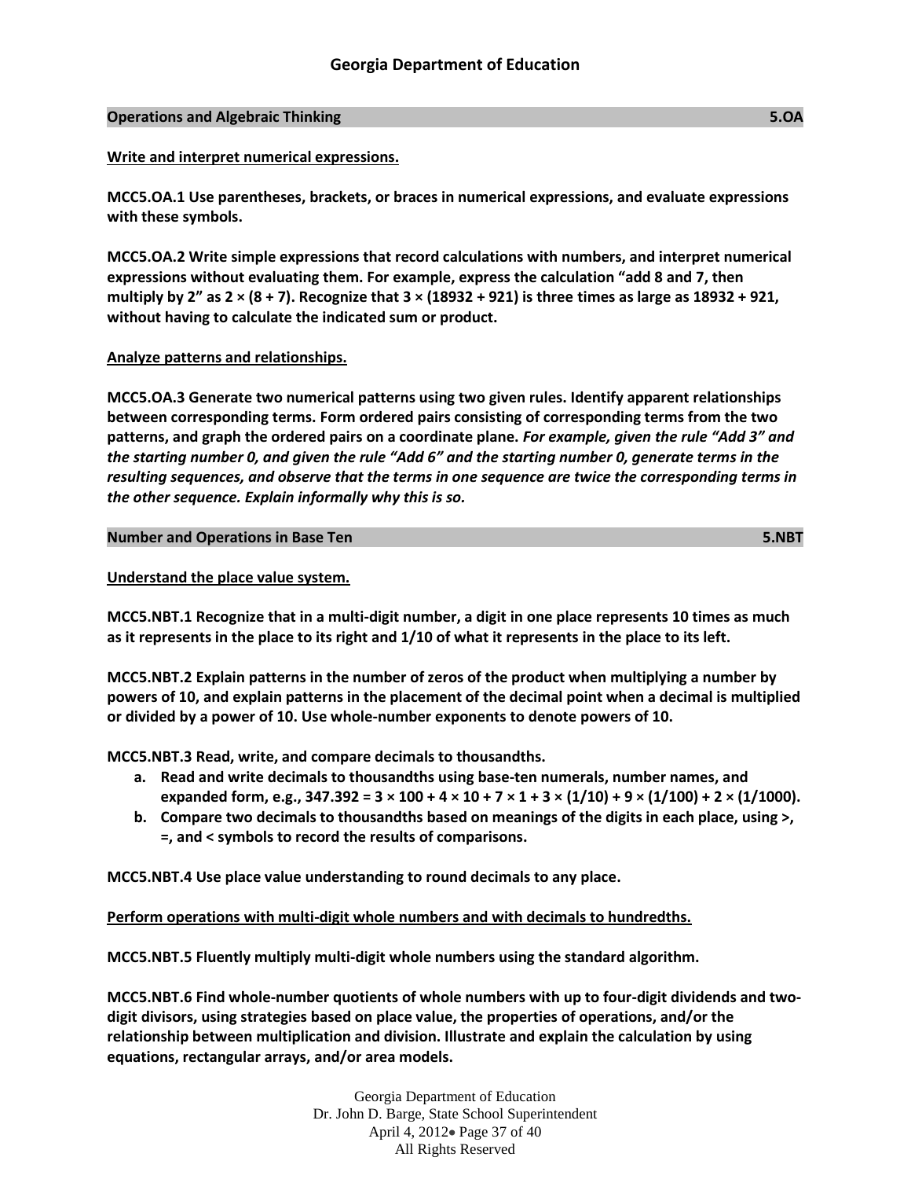## Operations and Algebraic Thinking 5.OA

**Write and interpret numerical expressions.**

**MCC5.OA.1 Use parentheses, brackets, or braces in numerical expressions, and evaluate expressions with these symbols.**

**MCC5.OA.2 Write simple expressions that record calculations with numbers, and interpret numerical expressions without evaluating them. For example, express the calculation "add 8 and 7, then multiply by 2" as $2 \times (8 + 7)$. Recognize that $3 \times (18932 + 921)$ is three times as large as $18932 + 921$, without having to calculate the indicated sum or product.**

**Analyze patterns and relationships.**

**MCC5.OA.3 Generate two numerical patterns using two given rules. Identify apparent relationships between corresponding terms. Form ordered pairs consisting of corresponding terms from the two patterns, and graph the ordered pairs on a coordinate plane.** ***For example, given the rule "Add 3" and the starting number 0, and given the rule "Add 6" and the starting number 0, generate terms in the resulting sequences, and observe that the terms in one sequence are twice the corresponding terms in the other sequence. Explain informally why this is so.***

## Number and Operations in Base Ten 5.NBT

**Understand the place value system.**

**MCC5.NBT.1 Recognize that in a multi-digit number, a digit in one place represents 10 times as much as it represents in the place to its right and 1/10 of what it represents in the place to its left.**

**MCC5.NBT.2 Explain patterns in the number of zeros of the product when multiplying a number by powers of 10, and explain patterns in the placement of the decimal point when a decimal is multiplied or divided by a power of 10. Use whole-number exponents to denote powers of 10.**

**MCC5.NBT.3 Read, write, and compare decimals to thousandths.**

a. **Read and write decimals to thousandths using base-ten numerals, number names, and expanded form, e.g., $347.392 = 3 \times 100 + 4 \times 10 + 7 \times 1 + 3 \times (1/10) + 9 \times (1/100) + 2 \times (1/1000)$.**
b. **Compare two decimals to thousandths based on meanings of the digits in each place, using >, =, and < symbols to record the results of comparisons.**

**MCC5.NBT.4 Use place value understanding to round decimals to any place.**

**Perform operations with multi-digit whole numbers and with decimals to hundredths.**

**MCC5.NBT.5 Fluently multiply multi-digit whole numbers using the standard algorithm.**

**MCC5.NBT.6 Find whole-number quotients of whole numbers with up to four-digit dividends and two-digit divisors, using strategies based on place value, the properties of operations, and/or the relationship between multiplication and division. Illustrate and explain the calculation by using equations, rectangular arrays, and/or area models.**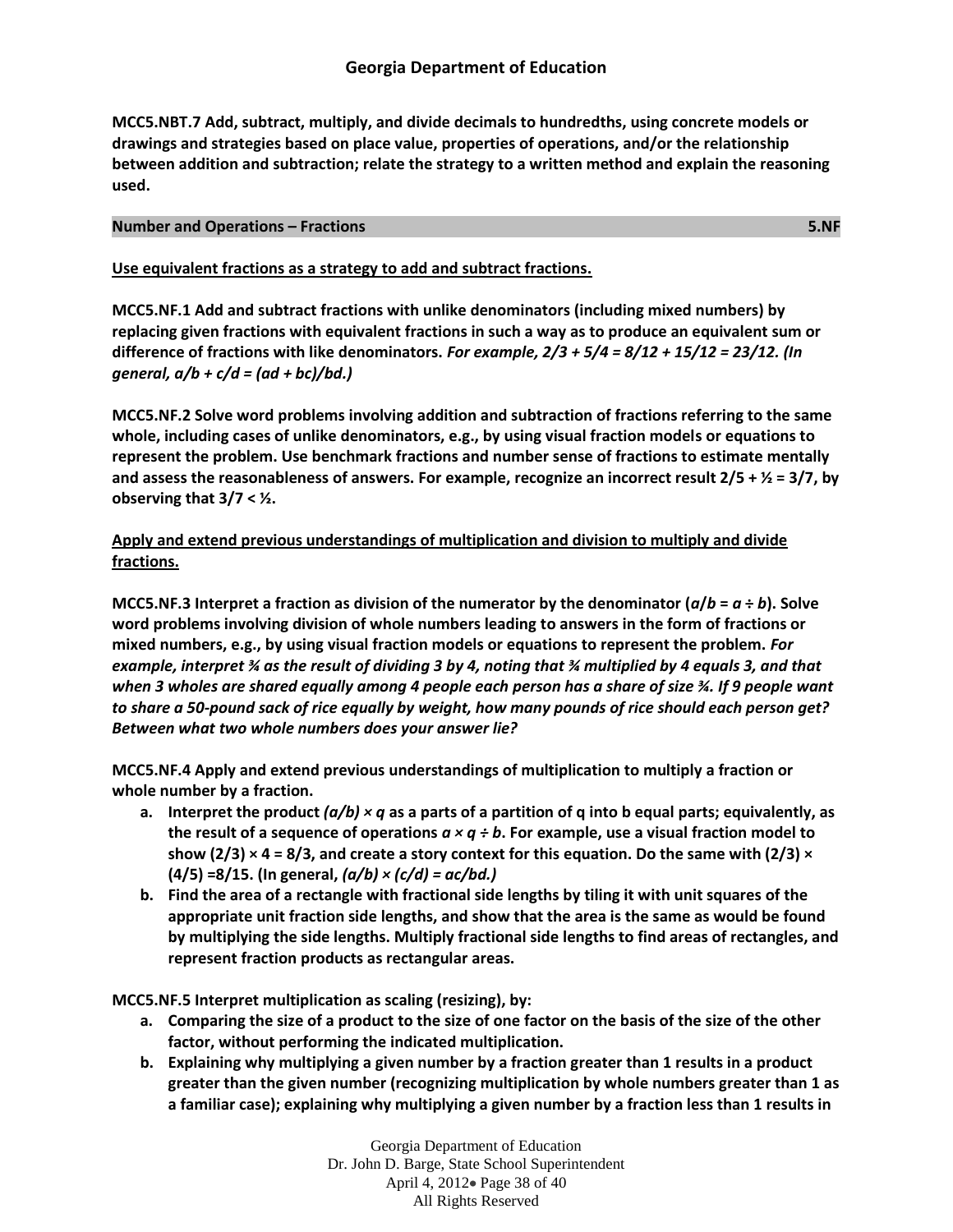**MCC5.NBT.7 Add, subtract, multiply, and divide decimals to hundredths, using concrete models or drawings and strategies based on place value, properties of operations, and/or the relationship between addition and subtraction; relate the strategy to a written method and explain the reasoning used.**

## Number and Operations – Fractions 5.NF

**Use equivalent fractions as a strategy to add and subtract fractions.**

**MCC5.NF.1 Add and subtract fractions with unlike denominators (including mixed numbers) by replacing given fractions with equivalent fractions in such a way as to produce an equivalent sum or difference of fractions with like denominators.** ***For example, $2/3 + 5/4 = 8/12 + 15/12 = 23/12$. (In general, $a/b + c/d = (ad + bc)/bd$.)***

**MCC5.NF.2 Solve word problems involving addition and subtraction of fractions referring to the same whole, including cases of unlike denominators, e.g., by using visual fraction models or equations to represent the problem. Use benchmark fractions and number sense of fractions to estimate mentally and assess the reasonableness of answers. For example, recognize an incorrect result $2/5 + ½ = 3/7$, by observing that $3/7 < ½$.**

**Apply and extend previous understandings of multiplication and division to multiply and divide fractions.**

**MCC5.NF.3 Interpret a fraction as division of the numerator by the denominator ($a/b = a \div b$). Solve word problems involving division of whole numbers leading to answers in the form of fractions or mixed numbers, e.g., by using visual fraction models or equations to represent the problem.** ***For example, interpret ¾ as the result of dividing 3 by 4, noting that ¾ multiplied by 4 equals 3, and that when 3 wholes are shared equally among 4 people each person has a share of size ¾. If 9 people want to share a 50-pound sack of rice equally by weight, how many pounds of rice should each person get? Between what two whole numbers does your answer lie?***

**MCC5.NF.4 Apply and extend previous understandings of multiplication to multiply a fraction or whole number by a fraction.**

a. **Interpret the product $(a/b) \times q$ as a parts of a partition of q into b equal parts; equivalently, as the result of a sequence of operations $a \times q \div b$. For example, use a visual fraction model to show $(2/3) \times 4 = 8/3$, and create a story context for this equation. Do the same with $(2/3) \times (4/5) = 8/15$. (In general, $(a/b) \times (c/d) = ac/bd$.)**
b. **Find the area of a rectangle with fractional side lengths by tiling it with unit squares of the appropriate unit fraction side lengths, and show that the area is the same as would be found by multiplying the side lengths. Multiply fractional side lengths to find areas of rectangles, and represent fraction products as rectangular areas.**

**MCC5.NF.5 Interpret multiplication as scaling (resizing), by:**

a. **Comparing the size of a product to the size of one factor on the basis of the size of the other factor, without performing the indicated multiplication.**
b. **Explaining why multiplying a given number by a fraction greater than 1 results in a product greater than the given number (recognizing multiplication by whole numbers greater than 1 as a familiar case); explaining why multiplying a given number by a fraction less than 1 results in**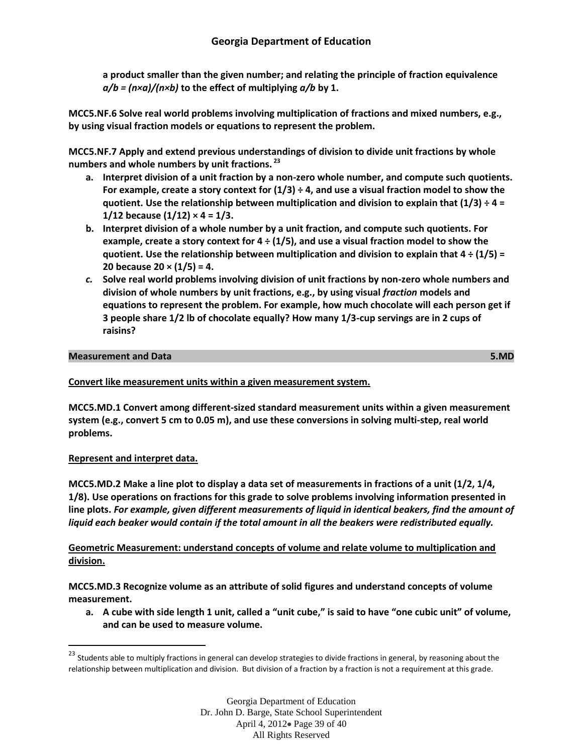**a product smaller than the given number; and relating the principle of fraction equivalence $a/b = (n\times a)/(n\times b)$ to the effect of multiplying $a/b$ by 1.**

**MCC5.NF.6 Solve real world problems involving multiplication of fractions and mixed numbers, e.g., by using visual fraction models or equations to represent the problem.**

**MCC5.NF.7 Apply and extend previous understandings of division to divide unit fractions by whole numbers and whole numbers by unit fractions.** [23]

**a. Interpret division of a unit fraction by a non-zero whole number, and compute such quotients. For example, create a story context for $(1/3) \div 4$, and use a visual fraction model to show the quotient. Use the relationship between multiplication and division to explain that $(1/3) \div 4 = 1/12$ because $(1/12) \times 4 = 1/3$.**

**b. Interpret division of a whole number by a unit fraction, and compute such quotients. For example, create a story context for $4 \div (1/5)$, and use a visual fraction model to show the quotient. Use the relationship between multiplication and division to explain that $4 \div (1/5) = 20$ because $20 \times (1/5) = 4$.**

***c.*** **Solve real world problems involving division of unit fractions by non-zero whole numbers and division of whole numbers by unit fractions, e.g., by using visual *fraction* models and equations to represent the problem. For example, how much chocolate will each person get if 3 people share 1/2 lb of chocolate equally? How many 1/3-cup servings are in 2 cups of raisins?**

## Measurement and Data — 5.MD

**Convert like measurement units within a given measurement system.**

**MCC5.MD.1 Convert among different-sized standard measurement units within a given measurement system (e.g., convert 5 cm to 0.05 m), and use these conversions in solving multi-step, real world problems.**

**Represent and interpret data.**

**MCC5.MD.2 Make a line plot to display a data set of measurements in fractions of a unit (1/2, 1/4, 1/8). Use operations on fractions for this grade to solve problems involving information presented in line plots.** ***For example, given different measurements of liquid in identical beakers, find the amount of liquid each beaker would contain if the total amount in all the beakers were redistributed equally.***

**Geometric Measurement: understand concepts of volume and relate volume to multiplication and division.**

**MCC5.MD.3 Recognize volume as an attribute of solid figures and understand concepts of volume measurement.**

**a. A cube with side length 1 unit, called a "unit cube," is said to have "one cubic unit" of volume, and can be used to measure volume.**

---

[23] Students able to multiply fractions in general can develop strategies to divide fractions in general, by reasoning about the relationship between multiplication and division. But division of a fraction by a fraction is not a requirement at this grade.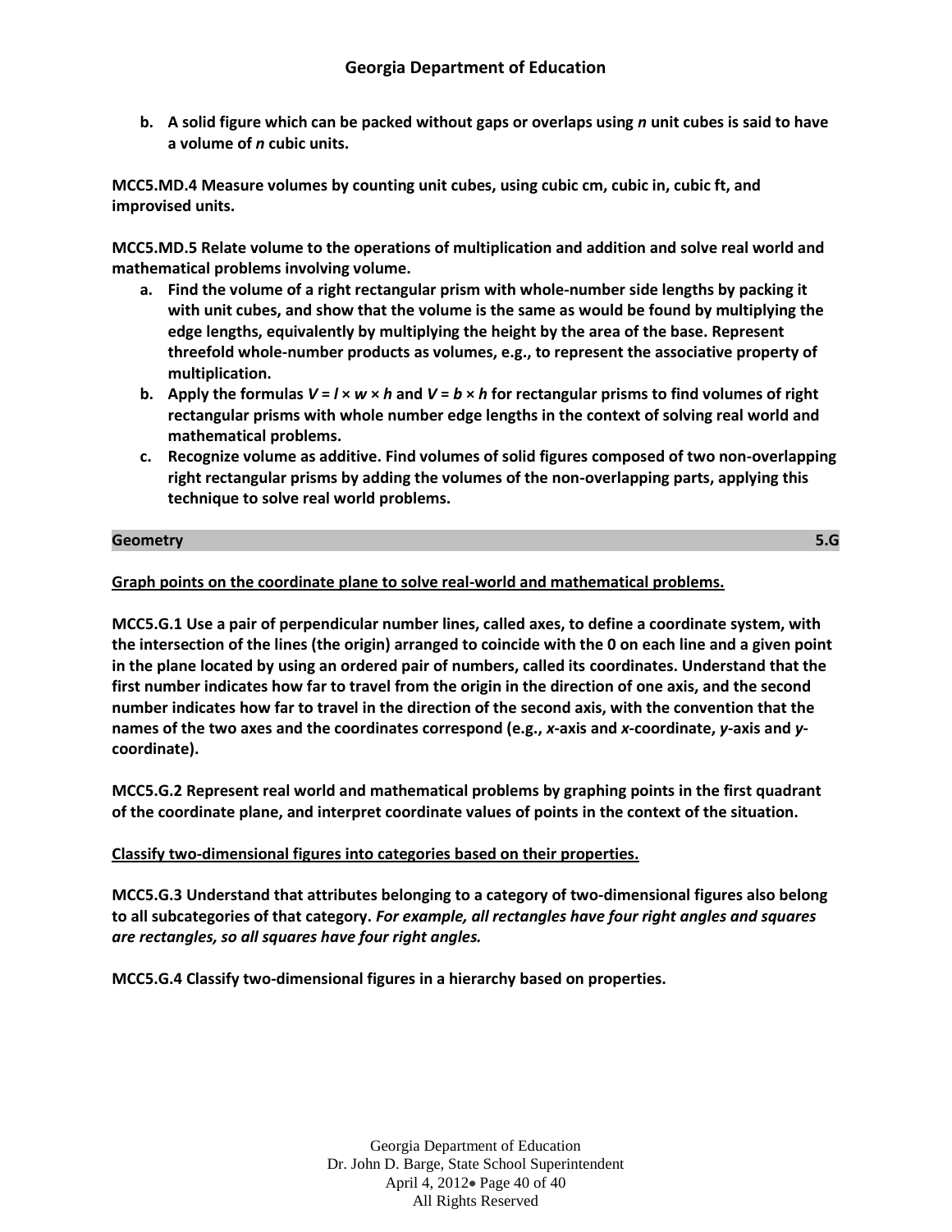**b. A solid figure which can be packed without gaps or overlaps using *n* unit cubes is said to have a volume of *n* cubic units.**

**MCC5.MD.4 Measure volumes by counting unit cubes, using cubic cm, cubic in, cubic ft, and improvised units.**

**MCC5.MD.5 Relate volume to the operations of multiplication and addition and solve real world and mathematical problems involving volume.**

**a. Find the volume of a right rectangular prism with whole-number side lengths by packing it with unit cubes, and show that the volume is the same as would be found by multiplying the edge lengths, equivalently by multiplying the height by the area of the base. Represent threefold whole-number products as volumes, e.g., to represent the associative property of multiplication.**

**b. Apply the formulas $V = l \times w \times h$ and $V = b \times h$ for rectangular prisms to find volumes of right rectangular prisms with whole number edge lengths in the context of solving real world and mathematical problems.**

**c. Recognize volume as additive. Find volumes of solid figures composed of two non-overlapping right rectangular prisms by adding the volumes of the non-overlapping parts, applying this technique to solve real world problems.**

## Geometry 5.G

**Graph points on the coordinate plane to solve real-world and mathematical problems.**

**MCC5.G.1 Use a pair of perpendicular number lines, called axes, to define a coordinate system, with the intersection of the lines (the origin) arranged to coincide with the 0 on each line and a given point in the plane located by using an ordered pair of numbers, called its coordinates. Understand that the first number indicates how far to travel from the origin in the direction of one axis, and the second number indicates how far to travel in the direction of the second axis, with the convention that the names of the two axes and the coordinates correspond (e.g., *x*-axis and *x*-coordinate, *y*-axis and *y*-coordinate).**

**MCC5.G.2 Represent real world and mathematical problems by graphing points in the first quadrant of the coordinate plane, and interpret coordinate values of points in the context of the situation.**

**Classify two-dimensional figures into categories based on their properties.**

**MCC5.G.3 Understand that attributes belonging to a category of two-dimensional figures also belong to all subcategories of that category. *For example, all rectangles have four right angles and squares are rectangles, so all squares have four right angles.***

**MCC5.G.4 Classify two-dimensional figures in a hierarchy based on properties.**